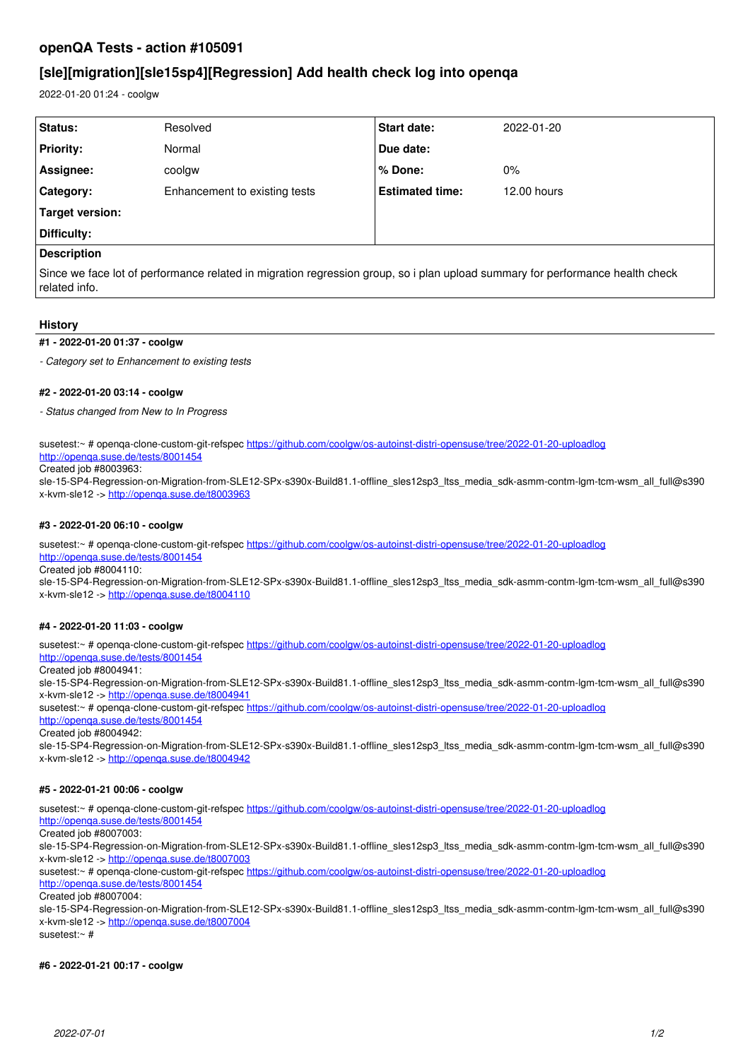# openQA Tests - action #105091

## [sle][migration][sle15sp4][Regression] Add health check log into openqa

2022-01-20 01:24 - coolgw

| Status: | Resolved | Start date: | 2022-01-20 |
|---|---|---|---|
| Priority: | Normal | Due date: | |
| Assignee: | coolgw | % Done: | 0% |
| Category: | Enhancement to existing tests | Estimated time: | 12.00 hours |
| Target version: | | | |
| Difficulty: | | | |

**Description**

Since we face lot of performance related in migration regression group, so i plan upload summary for performance health check related info.

### History

#### #1 - 2022-01-20 01:37 - coolgw

*- Category set to Enhancement to existing tests*

#### #2 - 2022-01-20 03:14 - coolgw

*- Status changed from New to In Progress*

susetest:~ # openqa-clone-custom-git-refspec https://github.com/coolgw/os-autoinst-distri-opensuse/tree/2022-01-20-uploadlog http://openqa.suse.de/tests/8001454
Created job #8003963: sle-15-SP4-Regression-on-Migration-from-SLE12-SPx-s390x-Build81.1-offline_sles12sp3_ltss_media_sdk-asmm-contm-lgm-tcm-wsm_all_full@s390x-kvm-sle12 -> http://openqa.suse.de/t8003963

#### #3 - 2022-01-20 06:10 - coolgw

susetest:~ # openqa-clone-custom-git-refspec https://github.com/coolgw/os-autoinst-distri-opensuse/tree/2022-01-20-uploadlog http://openqa.suse.de/tests/8001454
Created job #8004110: sle-15-SP4-Regression-on-Migration-from-SLE12-SPx-s390x-Build81.1-offline_sles12sp3_ltss_media_sdk-asmm-contm-lgm-tcm-wsm_all_full@s390x-kvm-sle12 -> http://openqa.suse.de/t8004110

#### #4 - 2022-01-20 11:03 - coolgw

susetest:~ # openqa-clone-custom-git-refspec https://github.com/coolgw/os-autoinst-distri-opensuse/tree/2022-01-20-uploadlog http://openqa.suse.de/tests/8001454
Created job #8004941: sle-15-SP4-Regression-on-Migration-from-SLE12-SPx-s390x-Build81.1-offline_sles12sp3_ltss_media_sdk-asmm-contm-lgm-tcm-wsm_all_full@s390x-kvm-sle12 -> http://openqa.suse.de/t8004941
susetest:~ # openqa-clone-custom-git-refspec https://github.com/coolgw/os-autoinst-distri-opensuse/tree/2022-01-20-uploadlog http://openqa.suse.de/tests/8001454
Created job #8004942: sle-15-SP4-Regression-on-Migration-from-SLE12-SPx-s390x-Build81.1-offline_sles12sp3_ltss_media_sdk-asmm-contm-lgm-tcm-wsm_all_full@s390x-kvm-sle12 -> http://openqa.suse.de/t8004942

#### #5 - 2022-01-21 00:06 - coolgw

susetest:~ # openqa-clone-custom-git-refspec https://github.com/coolgw/os-autoinst-distri-opensuse/tree/2022-01-20-uploadlog http://openqa.suse.de/tests/8001454
Created job #8007003: sle-15-SP4-Regression-on-Migration-from-SLE12-SPx-s390x-Build81.1-offline_sles12sp3_ltss_media_sdk-asmm-contm-lgm-tcm-wsm_all_full@s390x-kvm-sle12 -> http://openqa.suse.de/t8007003
susetest:~ # openqa-clone-custom-git-refspec https://github.com/coolgw/os-autoinst-distri-opensuse/tree/2022-01-20-uploadlog http://openqa.suse.de/tests/8001454
Created job #8007004: sle-15-SP4-Regression-on-Migration-from-SLE12-SPx-s390x-Build81.1-offline_sles12sp3_ltss_media_sdk-asmm-contm-lgm-tcm-wsm_all_full@s390x-kvm-sle12 -> http://openqa.suse.de/t8007004
susetest:~ #

#### #6 - 2022-01-21 00:17 - coolgw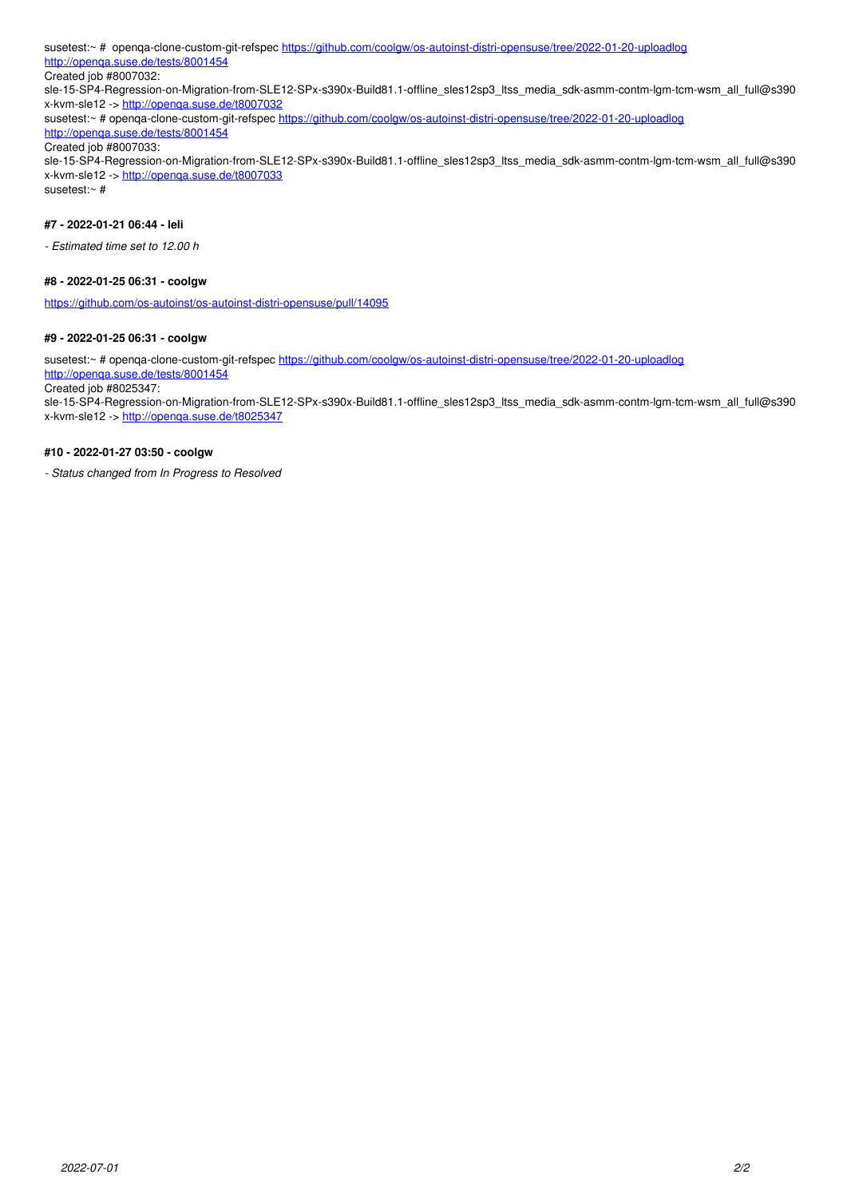susetest:~ # openqa-clone-custom-git-refspec https://github.com/coolgw/os-autoinst-distri-opensuse/tree/2022-01-20-uploadlog http://openqa.suse.de/tests/8001454
Created job #8007032: sle-15-SP4-Regression-on-Migration-from-SLE12-SPx-s390x-Build81.1-offline_sles12sp3_ltss_media_sdk-asmm-contm-lgm-tcm-wsm_all_full@s390x-kvm-sle12 -> http://openqa.suse.de/t8007032
susetest:~ # openqa-clone-custom-git-refspec https://github.com/coolgw/os-autoinst-distri-opensuse/tree/2022-01-20-uploadlog http://openqa.suse.de/tests/8001454
Created job #8007033: sle-15-SP4-Regression-on-Migration-from-SLE12-SPx-s390x-Build81.1-offline_sles12sp3_ltss_media_sdk-asmm-contm-lgm-tcm-wsm_all_full@s390x-kvm-sle12 -> http://openqa.suse.de/t8007033
susetest:~ #

#### #7 - 2022-01-21 06:44 - leli

*- Estimated time set to 12.00 h*

#### #8 - 2022-01-25 06:31 - coolgw

https://github.com/os-autoinst/os-autoinst-distri-opensuse/pull/14095

#### #9 - 2022-01-25 06:31 - coolgw

susetest:~ # openqa-clone-custom-git-refspec https://github.com/coolgw/os-autoinst-distri-opensuse/tree/2022-01-20-uploadlog http://openqa.suse.de/tests/8001454
Created job #8025347: sle-15-SP4-Regression-on-Migration-from-SLE12-SPx-s390x-Build81.1-offline_sles12sp3_ltss_media_sdk-asmm-contm-lgm-tcm-wsm_all_full@s390x-kvm-sle12 -> http://openqa.suse.de/t8025347

#### #10 - 2022-01-27 03:50 - coolgw

*- Status changed from In Progress to Resolved*